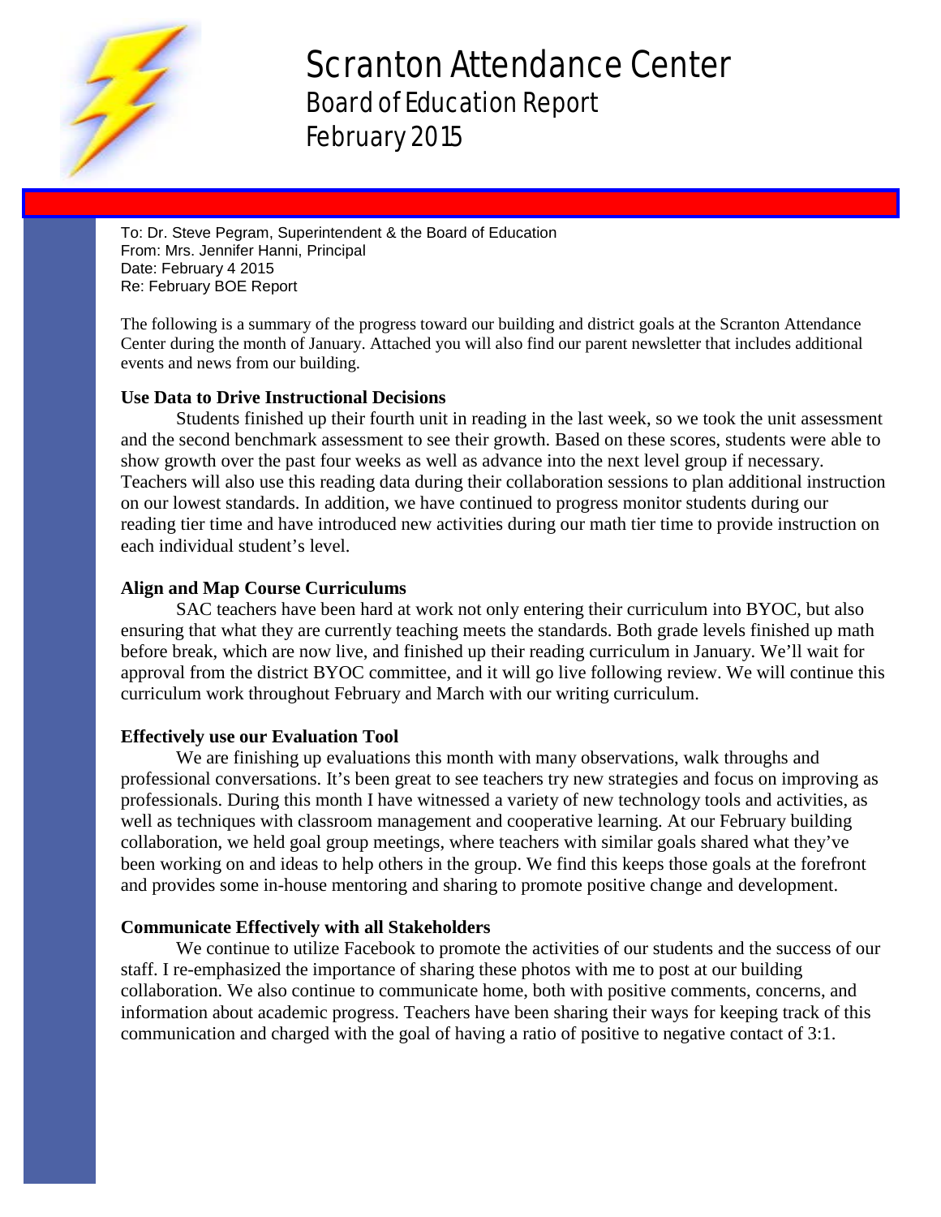# Scranton Attendance Center

## Board of Education Report

## February 2015

To: Dr. Steve Pegram, Superintendent & the Board of Education
From: Mrs. Jennifer Hanni, Principal
Date: February 4 2015
Re: February BOE Report

The following is a summary of the progress toward our building and district goals at the Scranton Attendance Center during the month of January. Attached you will also find our parent newsletter that includes additional events and news from our building.

**Use Data to Drive Instructional Decisions**

Students finished up their fourth unit in reading in the last week, so we took the unit assessment and the second benchmark assessment to see their growth. Based on these scores, students were able to show growth over the past four weeks as well as advance into the next level group if necessary. Teachers will also use this reading data during their collaboration sessions to plan additional instruction on our lowest standards. In addition, we have continued to progress monitor students during our reading tier time and have introduced new activities during our math tier time to provide instruction on each individual student's level.

**Align and Map Course Curriculums**

SAC teachers have been hard at work not only entering their curriculum into BYOC, but also ensuring that what they are currently teaching meets the standards. Both grade levels finished up math before break, which are now live, and finished up their reading curriculum in January. We'll wait for approval from the district BYOC committee, and it will go live following review. We will continue this curriculum work throughout February and March with our writing curriculum.

**Effectively use our Evaluation Tool**

We are finishing up evaluations this month with many observations, walk throughs and professional conversations. It's been great to see teachers try new strategies and focus on improving as professionals. During this month I have witnessed a variety of new technology tools and activities, as well as techniques with classroom management and cooperative learning. At our February building collaboration, we held goal group meetings, where teachers with similar goals shared what they've been working on and ideas to help others in the group. We find this keeps those goals at the forefront and provides some in-house mentoring and sharing to promote positive change and development.

**Communicate Effectively with all Stakeholders**

We continue to utilize Facebook to promote the activities of our students and the success of our staff. I re-emphasized the importance of sharing these photos with me to post at our building collaboration. We also continue to communicate home, both with positive comments, concerns, and information about academic progress. Teachers have been sharing their ways for keeping track of this communication and charged with the goal of having a ratio of positive to negative contact of 3:1.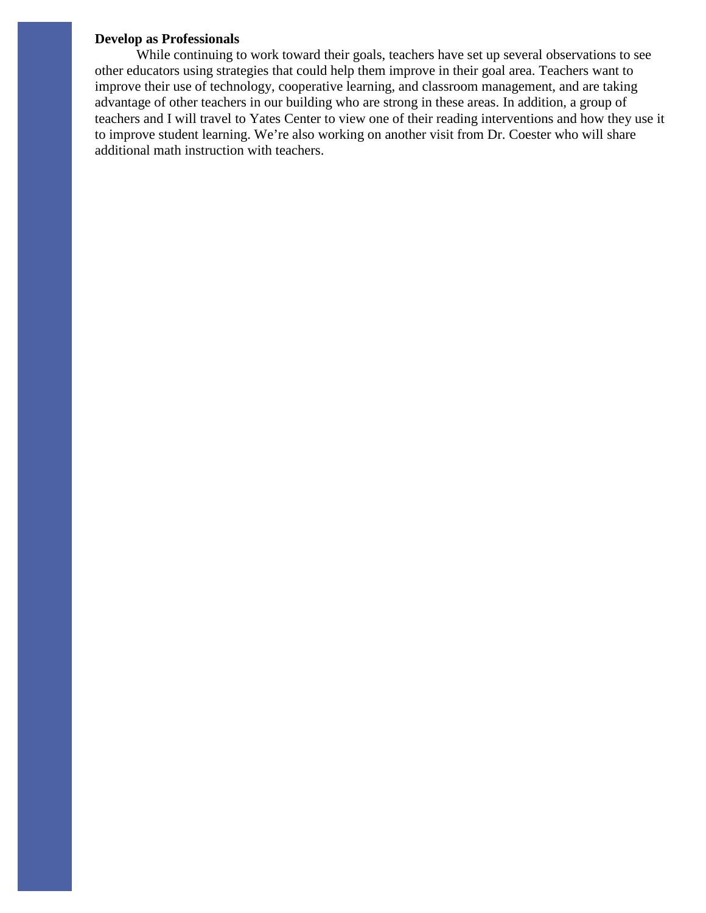**Develop as Professionals**

While continuing to work toward their goals, teachers have set up several observations to see other educators using strategies that could help them improve in their goal area. Teachers want to improve their use of technology, cooperative learning, and classroom management, and are taking advantage of other teachers in our building who are strong in these areas. In addition, a group of teachers and I will travel to Yates Center to view one of their reading interventions and how they use it to improve student learning. We're also working on another visit from Dr. Coester who will share additional math instruction with teachers.